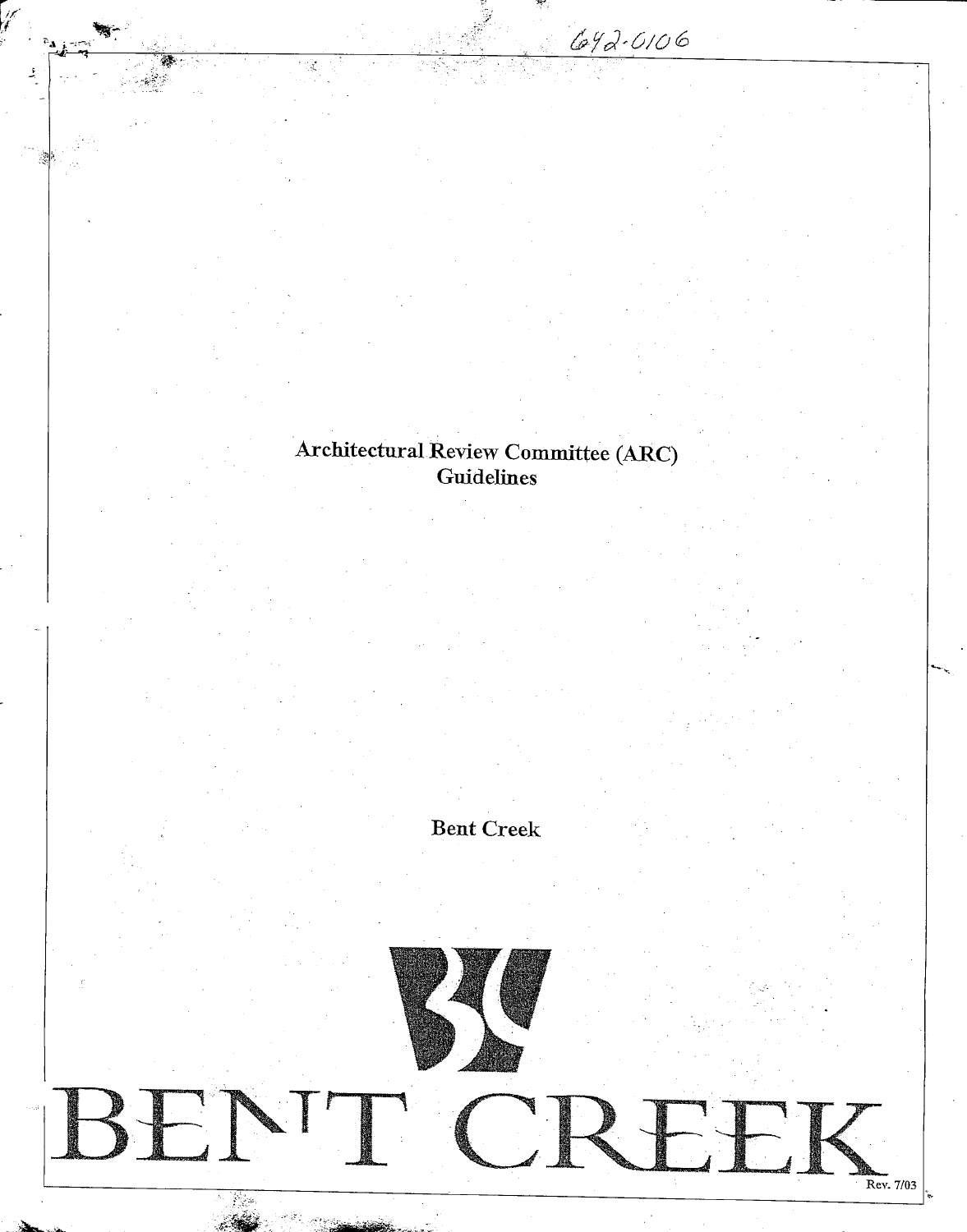642-0106

# Architectural Review Committee (ARC) Guidelines

**Bent Creek**

BENT CREEK

Rev. 7/03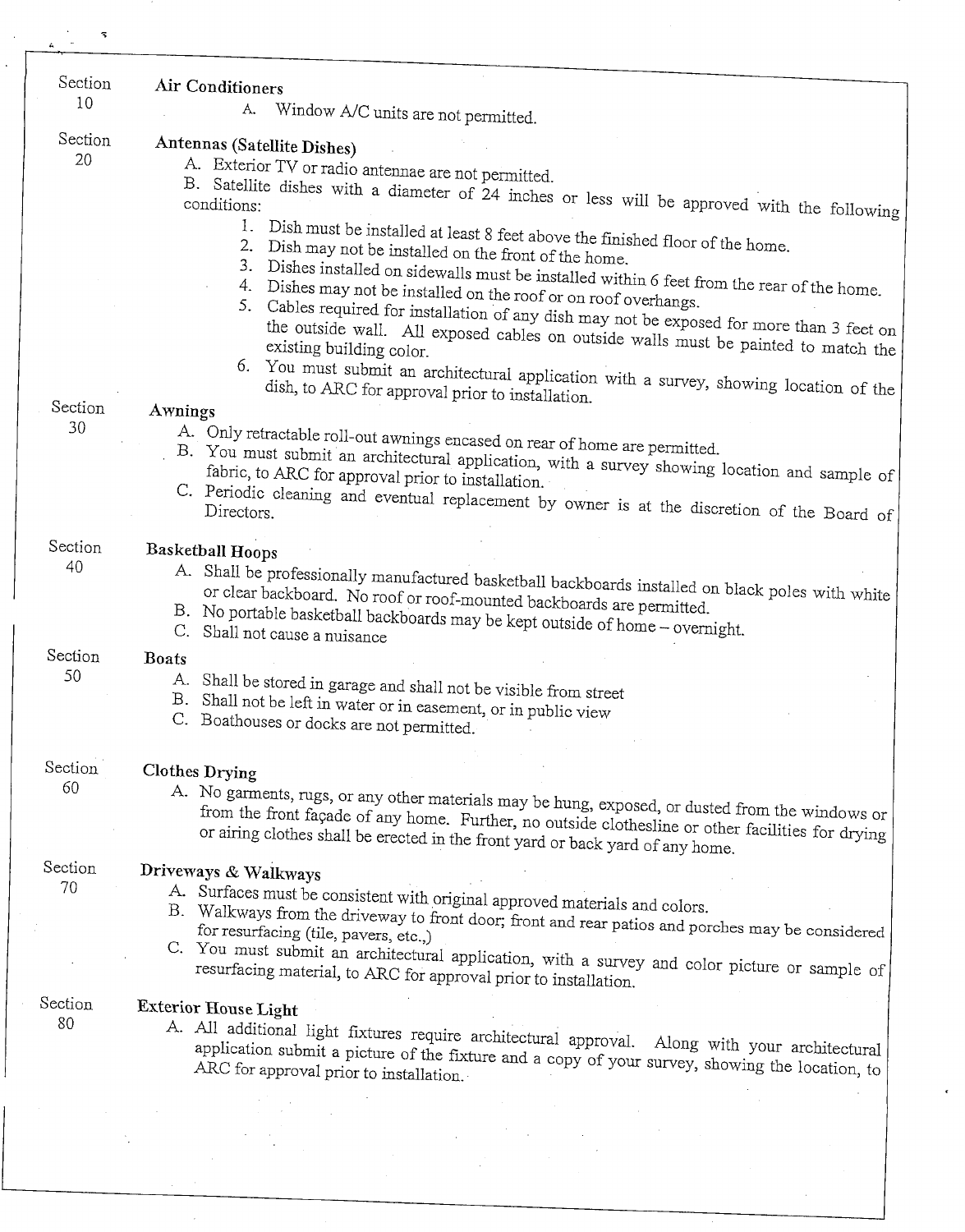## Section 10 — Air Conditioners

A. Window A/C units are not permitted.

## Section 20 — Antennas (Satellite Dishes)

A. Exterior TV or radio antennae are not permitted.

B. Satellite dishes with a diameter of 24 inches or less will be approved with the following conditions:

1. Dish must be installed at least 8 feet above the finished floor of the home.
2. Dish may not be installed on the front of the home.
3. Dishes installed on sidewalls must be installed within 6 feet from the rear of the home.
4. Dishes may not be installed on the roof or on roof overhangs.
5. Cables required for installation of any dish may not be exposed for more than 3 feet on the outside wall. All exposed cables on outside walls must be painted to match the existing building color.
6. You must submit an architectural application with a survey, showing location of the dish, to ARC for approval prior to installation.

## Section 30 — Awnings

A. Only retractable roll-out awnings encased on rear of home are permitted.

B. You must submit an architectural application, with a survey showing location and sample of fabric, to ARC for approval prior to installation.

C. Periodic cleaning and eventual replacement by owner is at the discretion of the Board of Directors.

## Section 40 — Basketball Hoops

A. Shall be professionally manufactured basketball backboards installed on black poles with white or clear backboard. No roof or roof-mounted backboards are permitted.

B. No portable basketball backboards may be kept outside of home – overnight.

C. Shall not cause a nuisance

## Section 50 — Boats

A. Shall be stored in garage and shall not be visible from street

B. Shall not be left in water or in easement, or in public view

C. Boathouses or docks are not permitted.

## Section 60 — Clothes Drying

A. No garments, rugs, or any other materials may be hung, exposed, or dusted from the windows or from the front façade of any home. Further, no outside clothesline or other facilities for drying or airing clothes shall be erected in the front yard or back yard of any home.

## Section 70 — Driveways & Walkways

A. Surfaces must be consistent with original approved materials and colors.

B. Walkways from the driveway to front door; front and rear patios and porches may be considered for resurfacing (tile, pavers, etc.,)

C. You must submit an architectural application, with a survey and color picture or sample of resurfacing material, to ARC for approval prior to installation.

## Section 80 — Exterior House Light

A. All additional light fixtures require architectural approval. Along with your architectural application submit a picture of the fixture and a copy of your survey, showing the location, to ARC for approval prior to installation.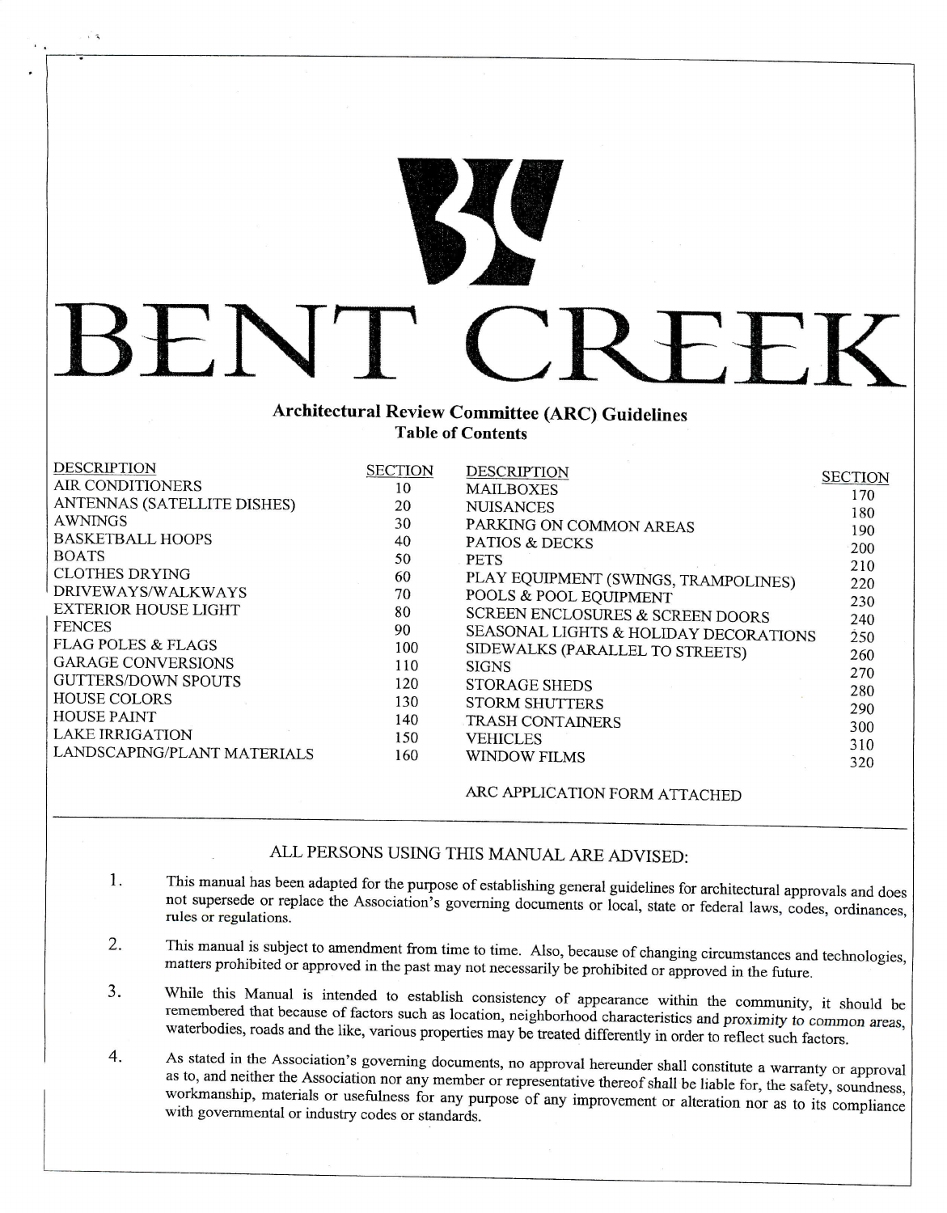# BENT CREEK

## Architectural Review Committee (ARC) Guidelines

### Table of Contents

| DESCRIPTION | SECTION | DESCRIPTION | SECTION |
|---|---|---|---|
| AIR CONDITIONERS | 10 | MAILBOXES | 170 |
| ANTENNAS (SATELLITE DISHES) | 20 | NUISANCES | 180 |
| AWNINGS | 30 | PARKING ON COMMON AREAS | 190 |
| BASKETBALL HOOPS | 40 | PATIOS & DECKS | 200 |
| BOATS | 50 | PETS | 210 |
| CLOTHES DRYING | 60 | PLAY EQUIPMENT (SWINGS, TRAMPOLINES) | 220 |
| DRIVEWAYS/WALKWAYS | 70 | POOLS & POOL EQUIPMENT | 230 |
| EXTERIOR HOUSE LIGHT | 80 | SCREEN ENCLOSURES & SCREEN DOORS | 240 |
| FENCES | 90 | SEASONAL LIGHTS & HOLIDAY DECORATIONS | 250 |
| FLAG POLES & FLAGS | 100 | SIDEWALKS (PARALLEL TO STREETS) | 260 |
| GARAGE CONVERSIONS | 110 | SIGNS | 270 |
| GUTTERS/DOWN SPOUTS | 120 | STORAGE SHEDS | 280 |
| HOUSE COLORS | 130 | STORM SHUTTERS | 290 |
| HOUSE PAINT | 140 | TRASH CONTAINERS | 300 |
| LAKE IRRIGATION | 150 | VEHICLES | 310 |
| LANDSCAPING/PLANT MATERIALS | 160 | WINDOW FILMS | 320 |

ARC APPLICATION FORM ATTACHED

---

ALL PERSONS USING THIS MANUAL ARE ADVISED:

1. This manual has been adapted for the purpose of establishing general guidelines for architectural approvals and does not supersede or replace the Association's governing documents or local, state or federal laws, codes, ordinances, rules or regulations.

2. This manual is subject to amendment from time to time. Also, because of changing circumstances and technologies, matters prohibited or approved in the past may not necessarily be prohibited or approved in the future.

3. While this Manual is intended to establish consistency of appearance within the community, it should be remembered that because of factors such as location, neighborhood characteristics and proximity to common areas, waterbodies, roads and the like, various properties may be treated differently in order to reflect such factors.

4. As stated in the Association's governing documents, no approval hereunder shall constitute a warranty or approval as to, and neither the Association nor any member or representative thereof shall be liable for, the safety, soundness, workmanship, materials or usefulness for any purpose of any improvement or alteration nor as to its compliance with governmental or industry codes or standards.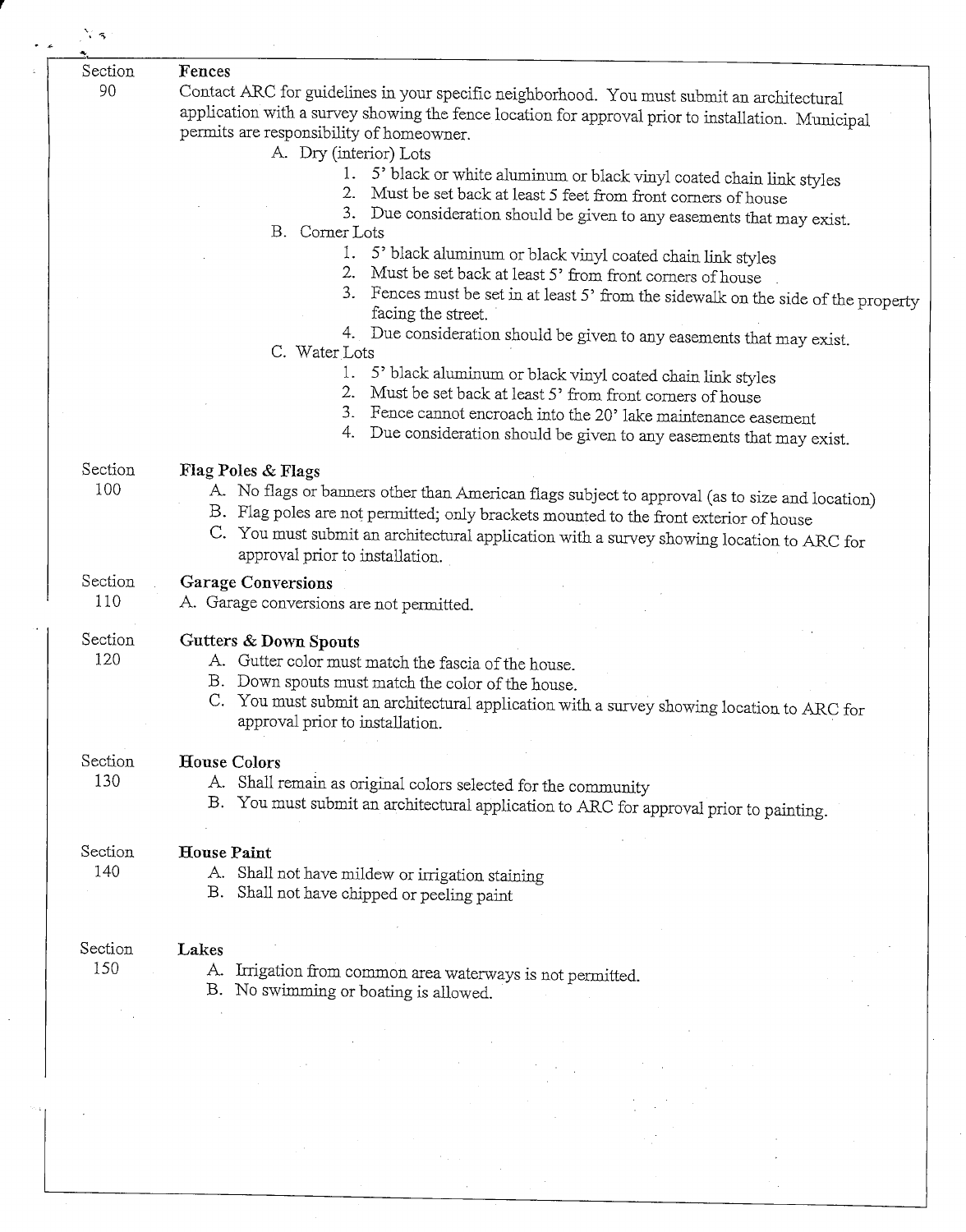## Section 90 — Fences

Contact ARC for guidelines in your specific neighborhood. You must submit an architectural application with a survey showing the fence location for approval prior to installation. Municipal permits are responsibility of homeowner.

A. Dry (interior) Lots
   1. 5' black or white aluminum or black vinyl coated chain link styles
   2. Must be set back at least 5 feet from front corners of house
   3. Due consideration should be given to any easements that may exist.

B. Corner Lots
   1. 5' black aluminum or black vinyl coated chain link styles
   2. Must be set back at least 5' from front corners of house
   3. Fences must be set in at least 5' from the sidewalk on the side of the property facing the street.
   4. Due consideration should be given to any easements that may exist.

C. Water Lots
   1. 5' black aluminum or black vinyl coated chain link styles
   2. Must be set back at least 5' from front corners of house
   3. Fence cannot encroach into the 20' lake maintenance easement
   4. Due consideration should be given to any easements that may exist.

## Section 100 — Flag Poles & Flags

A. No flags or banners other than American flags subject to approval (as to size and location)
B. Flag poles are not permitted; only brackets mounted to the front exterior of house
C. You must submit an architectural application with a survey showing location to ARC for approval prior to installation.

## Section 110 — Garage Conversions

A. Garage conversions are not permitted.

## Section 120 — Gutters & Down Spouts

A. Gutter color must match the fascia of the house.
B. Down spouts must match the color of the house.
C. You must submit an architectural application with a survey showing location to ARC for approval prior to installation.

## Section 130 — House Colors

A. Shall remain as original colors selected for the community
B. You must submit an architectural application to ARC for approval prior to painting.

## Section 140 — House Paint

A. Shall not have mildew or irrigation staining
B. Shall not have chipped or peeling paint

## Section 150 — Lakes

A. Irrigation from common area waterways is not permitted.
B. No swimming or boating is allowed.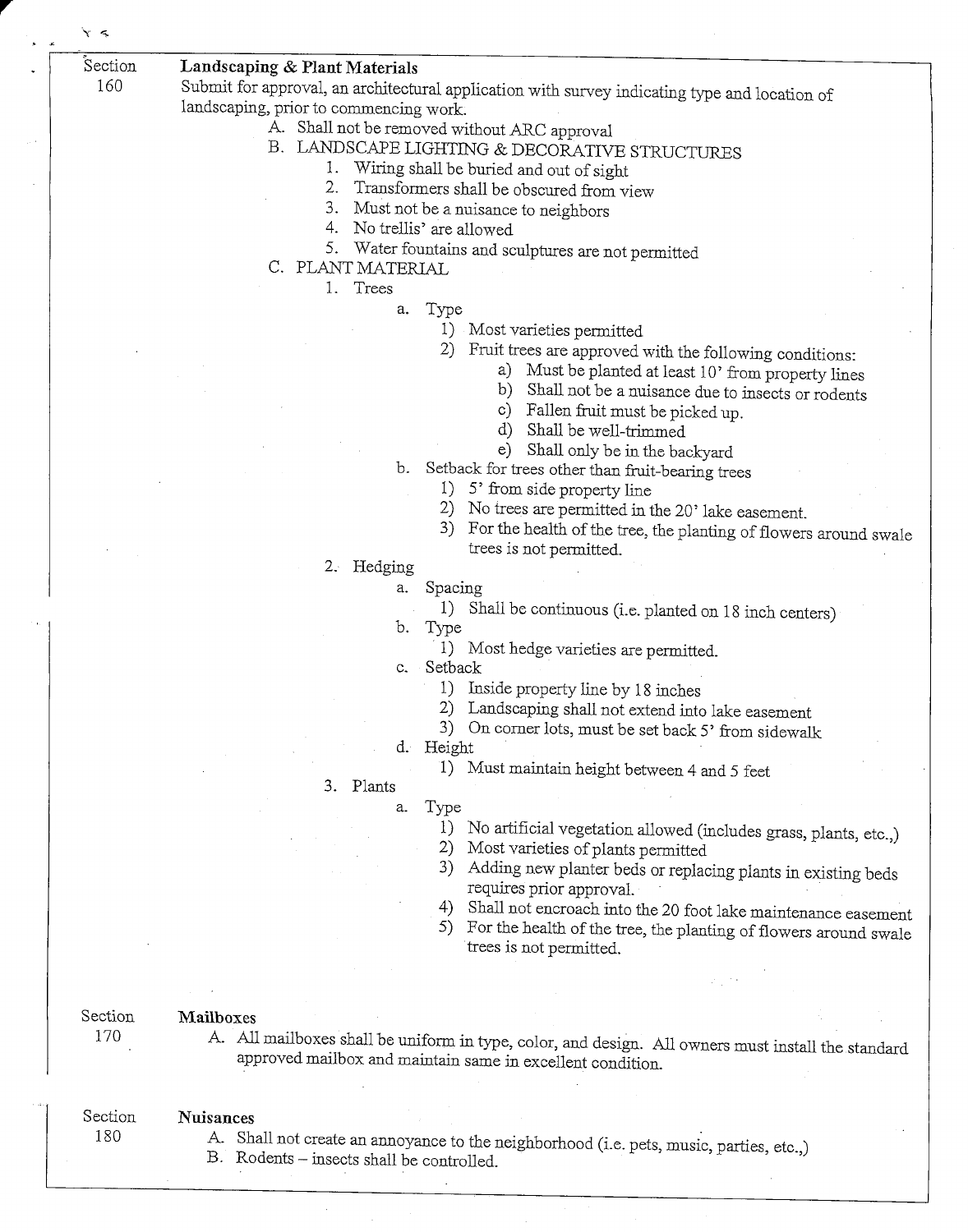## Section 160 — Landscaping & Plant Materials

Submit for approval, an architectural application with survey indicating type and location of landscaping, prior to commencing work.

- A. Shall not be removed without ARC approval
- B. LANDSCAPE LIGHTING & DECORATIVE STRUCTURES
  1. Wiring shall be buried and out of sight
  2. Transformers shall be obscured from view
  3. Must not be a nuisance to neighbors
  4. No trellis' are allowed
  5. Water fountains and sculptures are not permitted
- C. PLANT MATERIAL
  1. Trees
     - a. Type
       - 1) Most varieties permitted
       - 2) Fruit trees are approved with the following conditions:
         - a) Must be planted at least 10' from property lines
         - b) Shall not be a nuisance due to insects or rodents
         - c) Fallen fruit must be picked up.
         - d) Shall be well-trimmed
         - e) Shall only be in the backyard
     - b. Setback for trees other than fruit-bearing trees
       - 1) 5' from side property line
       - 2) No trees are permitted in the 20' lake easement.
       - 3) For the health of the tree, the planting of flowers around swale trees is not permitted.
  2. Hedging
     - a. Spacing
       - 1) Shall be continuous (i.e. planted on 18 inch centers)
     - b. Type
       - 1) Most hedge varieties are permitted.
     - c. Setback
       - 1) Inside property line by 18 inches
       - 2) Landscaping shall not extend into lake easement
       - 3) On corner lots, must be set back 5' from sidewalk
     - d. Height
       - 1) Must maintain height between 4 and 5 feet
  3. Plants
     - a. Type
       - 1) No artificial vegetation allowed (includes grass, plants, etc.,)
       - 2) Most varieties of plants permitted
       - 3) Adding new planter beds or replacing plants in existing beds requires prior approval.
       - 4) Shall not encroach into the 20 foot lake maintenance easement
       - 5) For the health of the tree, the planting of flowers around swale trees is not permitted.

## Section 170 — Mailboxes

- A. All mailboxes shall be uniform in type, color, and design. All owners must install the standard approved mailbox and maintain same in excellent condition.

## Section 180 — Nuisances

- A. Shall not create an annoyance to the neighborhood (i.e. pets, music, parties, etc.,)
- B. Rodents – insects shall be controlled.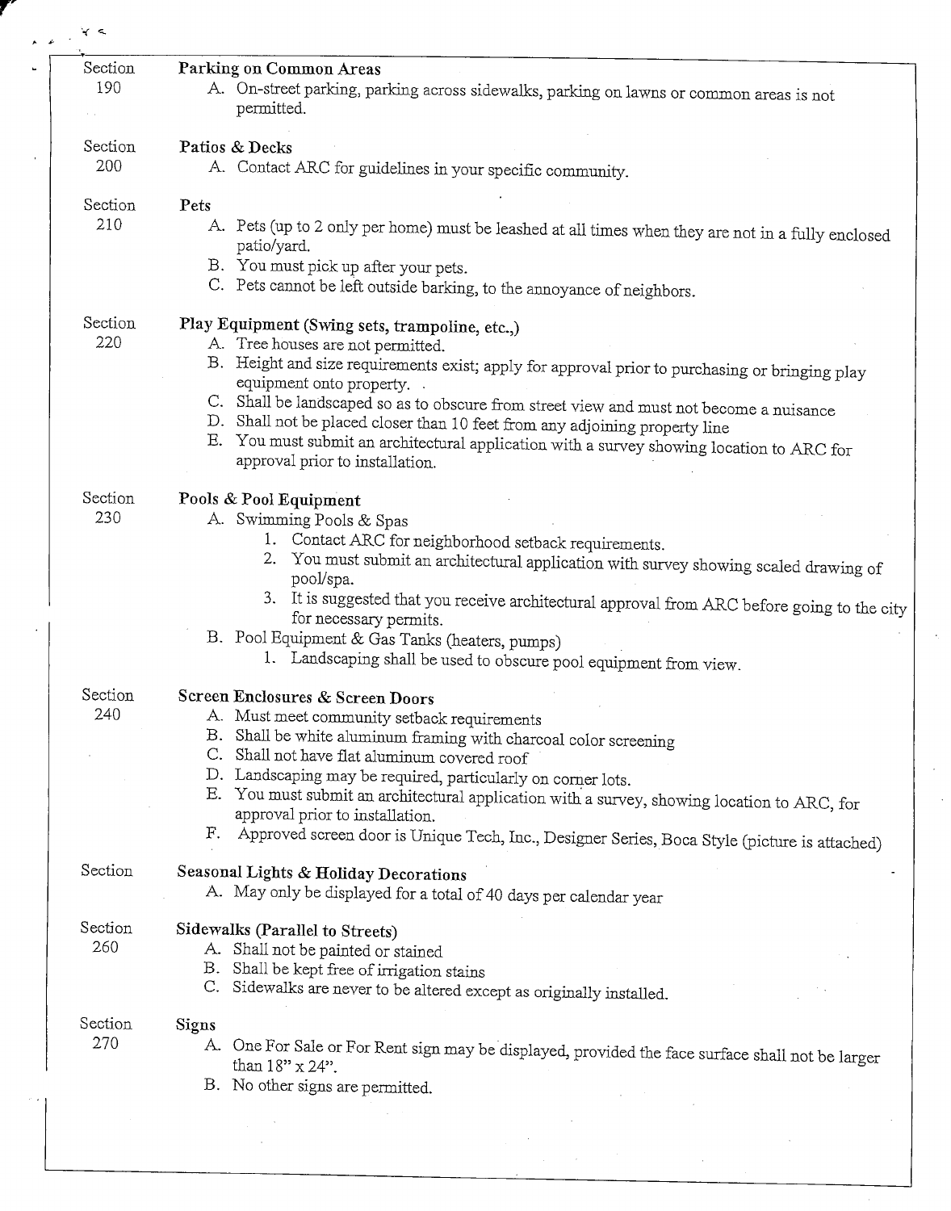### Section 190 — Parking on Common Areas

A. On-street parking, parking across sidewalks, parking on lawns or common areas is not permitted.

### Section 200 — Patios & Decks

A. Contact ARC for guidelines in your specific community.

### Section 210 — Pets

A. Pets (up to 2 only per home) must be leashed at all times when they are not in a fully enclosed patio/yard.
B. You must pick up after your pets.
C. Pets cannot be left outside barking, to the annoyance of neighbors.

### Section 220 — Play Equipment (Swing sets, trampoline, etc.,)

A. Tree houses are not permitted.
B. Height and size requirements exist; apply for approval prior to purchasing or bringing play equipment onto property.
C. Shall be landscaped so as to obscure from street view and must not become a nuisance
D. Shall not be placed closer than 10 feet from any adjoining property line
E. You must submit an architectural application with a survey showing location to ARC for approval prior to installation.

### Section 230 — Pools & Pool Equipment

A. Swimming Pools & Spas
   1. Contact ARC for neighborhood setback requirements.
   2. You must submit an architectural application with survey showing scaled drawing of pool/spa.
   3. It is suggested that you receive architectural approval from ARC before going to the city for necessary permits.

B. Pool Equipment & Gas Tanks (heaters, pumps)
   1. Landscaping shall be used to obscure pool equipment from view.

### Section 240 — Screen Enclosures & Screen Doors

A. Must meet community setback requirements
B. Shall be white aluminum framing with charcoal color screening
C. Shall not have flat aluminum covered roof
D. Landscaping may be required, particularly on corner lots.
E. You must submit an architectural application with a survey, showing location to ARC, for approval prior to installation.
F. Approved screen door is Unique Tech, Inc., Designer Series, Boca Style (picture is attached)

### Section — Seasonal Lights & Holiday Decorations

A. May only be displayed for a total of 40 days per calendar year

### Section 260 — Sidewalks (Parallel to Streets)

A. Shall not be painted or stained
B. Shall be kept free of irrigation stains
C. Sidewalks are never to be altered except as originally installed.

### Section 270 — Signs

A. One For Sale or For Rent sign may be displayed, provided the face surface shall not be larger than 18" x 24".
B. No other signs are permitted.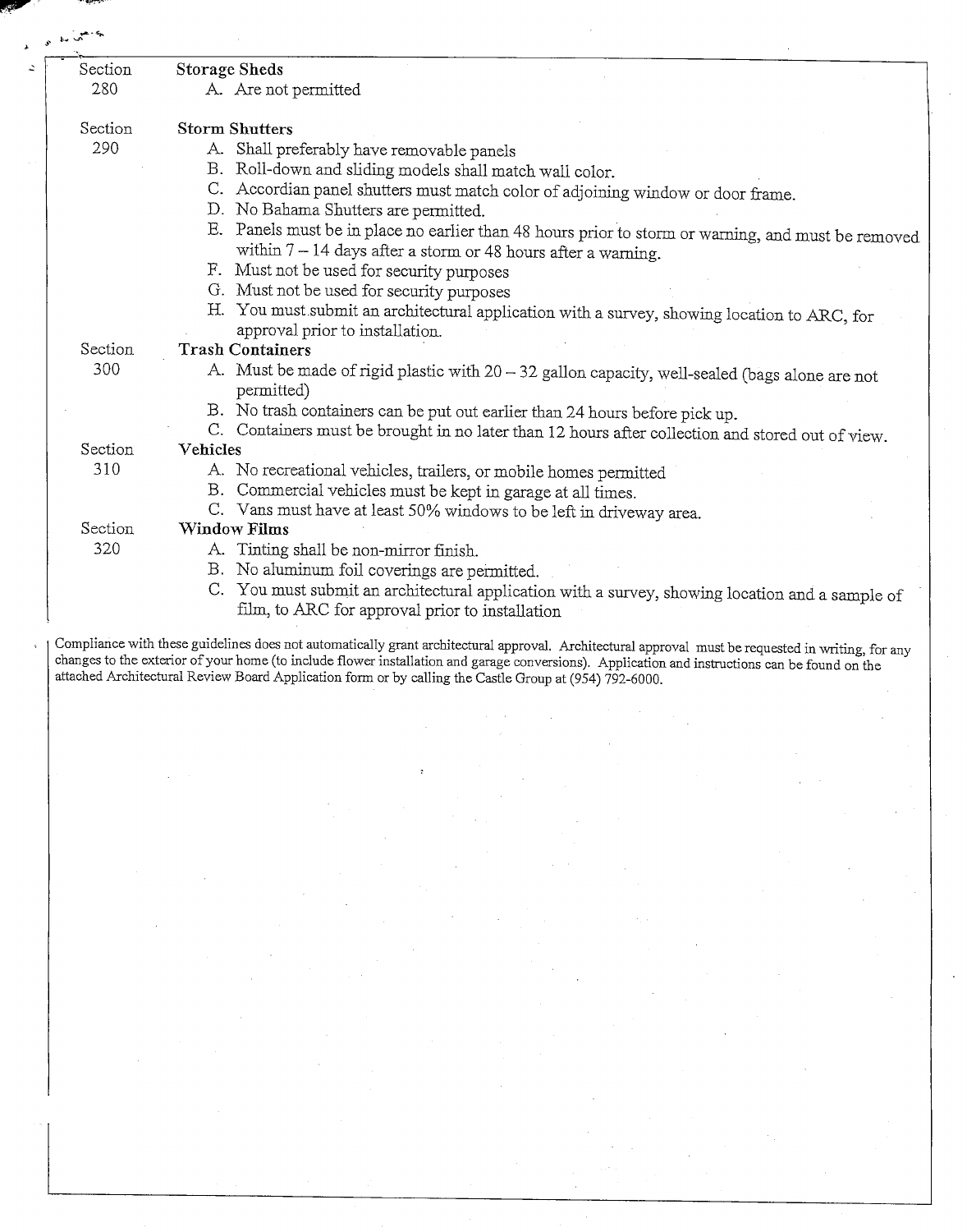| | | |
|---|---|---|
| Section 280 | **Storage Sheds** | |
| | | A. Are not permitted |
| Section 290 | **Storm Shutters** | |
| | | A. Shall preferably have removable panels |
| | | B. Roll-down and sliding models shall match wall color. |
| | | C. Accordian panel shutters must match color of adjoining window or door frame. |
| | | D. No Bahama Shutters are permitted. |
| | | E. Panels must be in place no earlier than 48 hours prior to storm or warning, and must be removed within 7 – 14 days after a storm or 48 hours after a warning. |
| | | F. Must not be used for security purposes |
| | | G. Must not be used for security purposes |
| | | H. You must submit an architectural application with a survey, showing location to ARC, for approval prior to installation. |
| Section 300 | **Trash Containers** | |
| | | A. Must be made of rigid plastic with 20 – 32 gallon capacity, well-sealed (bags alone are not permitted) |
| | | B. No trash containers can be put out earlier than 24 hours before pick up. |
| | | C. Containers must be brought in no later than 12 hours after collection and stored out of view. |
| Section 310 | **Vehicles** | |
| | | A. No recreational vehicles, trailers, or mobile homes permitted |
| | | B. Commercial vehicles must be kept in garage at all times. |
| | | C. Vans must have at least 50% windows to be left in driveway area. |
| Section 320 | **Window Films** | |
| | | A. Tinting shall be non-mirror finish. |
| | | B. No aluminum foil coverings are permitted. |
| | | C. You must submit an architectural application with a survey, showing location and a sample of film, to ARC for approval prior to installation |

Compliance with these guidelines does not automatically grant architectural approval. Architectural approval must be requested in writing, for any changes to the exterior of your home (to include flower installation and garage conversions). Application and instructions can be found on the attached Architectural Review Board Application form or by calling the Castle Group at (954) 792-6000.